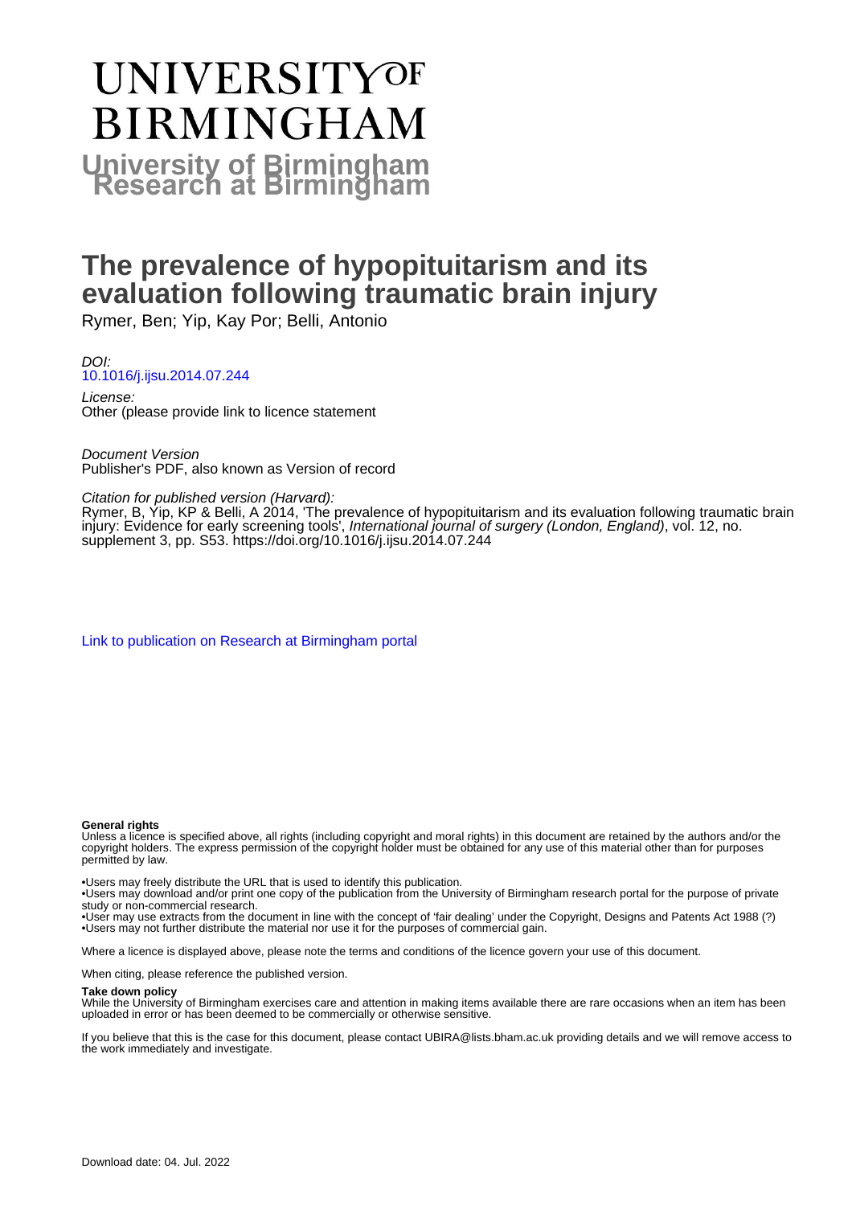# UNIVERSITY OF BIRMINGHAM

## University of Birmingham Research at Birmingham

# The prevalence of hypopituitarism and its evaluation following traumatic brain injury

Rymer, Ben; Yip, Kay Por; Belli, Antonio

*DOI:*
10.1016/j.ijsu.2014.07.244

*License:*
Other (please provide link to licence statement

*Document Version*
Publisher's PDF, also known as Version of record

*Citation for published version (Harvard):*
Rymer, B, Yip, KP & Belli, A 2014, 'The prevalence of hypopituitarism and its evaluation following traumatic brain injury: Evidence for early screening tools', *International journal of surgery (London, England)*, vol. 12, no. supplement 3, pp. S53. https://doi.org/10.1016/j.ijsu.2014.07.244

Link to publication on Research at Birmingham portal

**General rights**

Unless a licence is specified above, all rights (including copyright and moral rights) in this document are retained by the authors and/or the copyright holders. The express permission of the copyright holder must be obtained for any use of this material other than for purposes permitted by law.

•Users may freely distribute the URL that is used to identify this publication.
•Users may download and/or print one copy of the publication from the University of Birmingham research portal for the purpose of private study or non-commercial research.
•User may use extracts from the document in line with the concept of 'fair dealing' under the Copyright, Designs and Patents Act 1988 (?)
•Users may not further distribute the material nor use it for the purposes of commercial gain.

Where a licence is displayed above, please note the terms and conditions of the licence govern your use of this document.

When citing, please reference the published version.

**Take down policy**

While the University of Birmingham exercises care and attention in making items available there are rare occasions when an item has been uploaded in error or has been deemed to be commercially or otherwise sensitive.

If you believe that this is the case for this document, please contact UBIRA@lists.bham.ac.uk providing details and we will remove access to the work immediately and investigate.

Download date: 04. Jul. 2022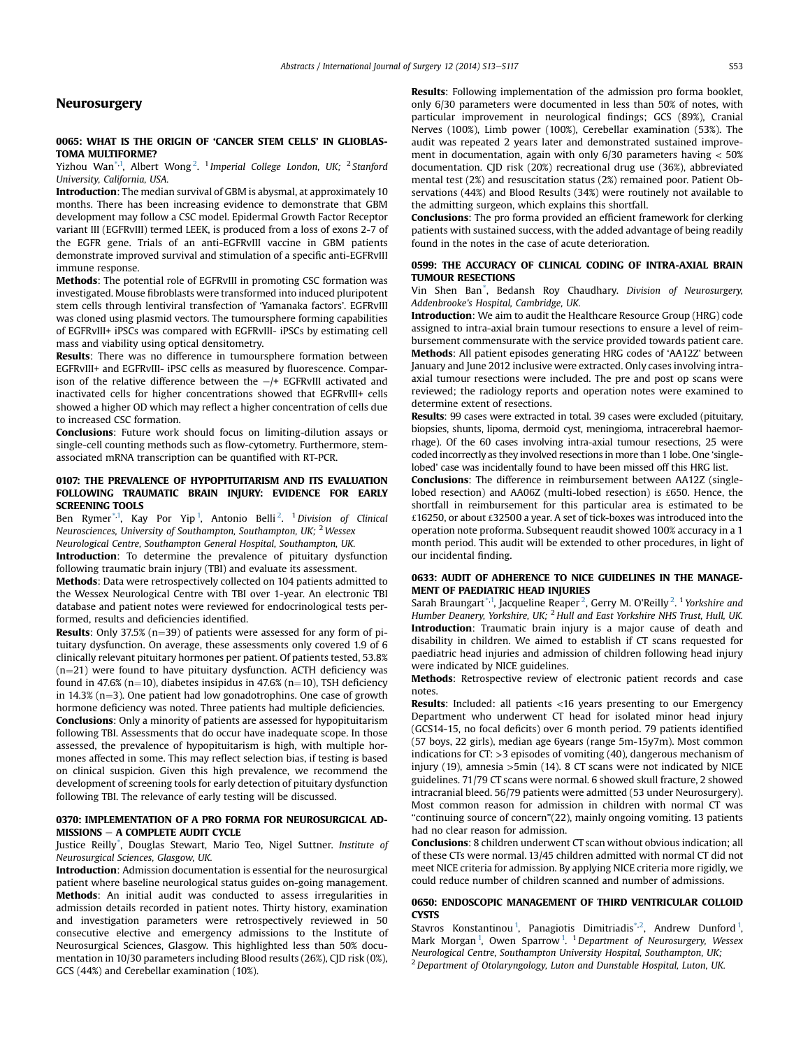# Neurosurgery

### 0065: WHAT IS THE ORIGIN OF 'CANCER STEM CELLS' IN GLIOBLASTOMA MULTIFORME?

Yizhou Wan[*,1], Albert Wong[2]. [1] *Imperial College London, UK;* [2] *Stanford University, California, USA.*

**Introduction**: The median survival of GBM is abysmal, at approximately 10 months. There has been increasing evidence to demonstrate that GBM development may follow a CSC model. Epidermal Growth Factor Receptor variant III (EGFRvIII) termed LEEK, is produced from a loss of exons 2-7 of the EGFR gene. Trials of an anti-EGFRvIII vaccine in GBM patients demonstrate improved survival and stimulation of a specific anti-EGFRvIII immune response.

**Methods**: The potential role of EGFRvIII in promoting CSC formation was investigated. Mouse fibroblasts were transformed into induced pluripotent stem cells through lentiviral transfection of 'Yamanaka factors'. EGFRvIII was cloned using plasmid vectors. The tumoursphere forming capabilities of EGFRvIII+ iPSCs was compared with EGFRvIII- iPSCs by estimating cell mass and viability using optical densitometry.

**Results**: There was no difference in tumoursphere formation between EGFRvIII+ and EGFRvIII- iPSC cells as measured by fluorescence. Comparison of the relative difference between the −/+ EGFRvIII activated and inactivated cells for higher concentrations showed that EGFRvIII+ cells showed a higher OD which may reflect a higher concentration of cells due to increased CSC formation.

**Conclusions**: Future work should focus on limiting-dilution assays or single-cell counting methods such as flow-cytometry. Furthermore, stem-associated mRNA transcription can be quantified with RT-PCR.

### 0107: THE PREVALENCE OF HYPOPITUITARISM AND ITS EVALUATION FOLLOWING TRAUMATIC BRAIN INJURY: EVIDENCE FOR EARLY SCREENING TOOLS

Ben Rymer[*,1], Kay Por Yip[1], Antonio Belli[2]. [1] *Division of Clinical Neurosciences, University of Southampton, Southampton, UK;* [2] *Wessex Neurological Centre, Southampton General Hospital, Southampton, UK.*

**Introduction**: To determine the prevalence of pituitary dysfunction following traumatic brain injury (TBI) and evaluate its assessment.

**Methods**: Data were retrospectively collected on 104 patients admitted to the Wessex Neurological Centre with TBI over 1-year. An electronic TBI database and patient notes were reviewed for endocrinological tests performed, results and deficiencies identified.

**Results**: Only 37.5% (n=39) of patients were assessed for any form of pituitary dysfunction. On average, these assessments only covered 1.9 of 6 clinically relevant pituitary hormones per patient. Of patients tested, 53.8% (n=21) were found to have pituitary dysfunction. ACTH deficiency was found in 47.6% (n=10), diabetes insipidus in 47.6% (n=10), TSH deficiency in 14.3% (n=3). One patient had low gonadotrophins. One case of growth hormone deficiency was noted. Three patients had multiple deficiencies.

**Conclusions**: Only a minority of patients are assessed for hypopituitarism following TBI. Assessments that do occur have inadequate scope. In those assessed, the prevalence of hypopituitarism is high, with multiple hormones affected in some. This may reflect selection bias, if testing is based on clinical suspicion. Given this high prevalence, we recommend the development of screening tools for early detection of pituitary dysfunction following TBI. The relevance of early testing will be discussed.

### 0370: IMPLEMENTATION OF A PRO FORMA FOR NEUROSURGICAL ADMISSIONS − A COMPLETE AUDIT CYCLE

Justice Reilly[*], Douglas Stewart, Mario Teo, Nigel Suttner. *Institute of Neurosurgical Sciences, Glasgow, UK.*

**Introduction**: Admission documentation is essential for the neurosurgical patient where baseline neurological status guides on-going management.

**Methods**: An initial audit was conducted to assess irregularities in admission details recorded in patient notes. Thirty history, examination and investigation parameters were retrospectively reviewed in 50 consecutive elective and emergency admissions to the Institute of Neurosurgical Sciences, Glasgow. This highlighted less than 50% documentation in 10/30 parameters including Blood results (26%), CJD risk (0%), GCS (44%) and Cerebellar examination (10%).

**Results**: Following implementation of the admission pro forma booklet, only 6/30 parameters were documented in less than 50% of notes, with particular improvement in neurological findings; GCS (89%), Cranial Nerves (100%), Limb power (100%), Cerebellar examination (53%). The audit was repeated 2 years later and demonstrated sustained improvement in documentation, again with only 6/30 parameters having < 50% documentation. CJD risk (20%) recreational drug use (36%), abbreviated mental test (2%) and resuscitation status (2%) remained poor. Patient Observations (44%) and Blood Results (34%) were routinely not available to the admitting surgeon, which explains this shortfall.

**Conclusions**: The pro forma provided an efficient framework for clerking patients with sustained success, with the added advantage of being readily found in the notes in the case of acute deterioration.

### 0599: THE ACCURACY OF CLINICAL CODING OF INTRA-AXIAL BRAIN TUMOUR RESECTIONS

Vin Shen Ban[*], Bedansh Roy Chaudhary. *Division of Neurosurgery, Addenbrooke's Hospital, Cambridge, UK.*

**Introduction**: We aim to audit the Healthcare Resource Group (HRG) code assigned to intra-axial brain tumour resections to ensure a level of reimbursement commensurate with the service provided towards patient care.

**Methods**: All patient episodes generating HRG codes of 'AA12Z' between January and June 2012 inclusive were extracted. Only cases involving intra-axial tumour resections were included. The pre and post op scans were reviewed; the radiology reports and operation notes were examined to determine extent of resections.

**Results**: 99 cases were extracted in total. 39 cases were excluded (pituitary, biopsies, shunts, lipoma, dermoid cyst, meningioma, intracerebral haemorrhage). Of the 60 cases involving intra-axial tumour resections, 25 were coded incorrectly as they involved resections in more than 1 lobe. One 'single-lobed' case was incidentally found to have been missed off this HRG list.

**Conclusions**: The difference in reimbursement between AA12Z (single-lobed resection) and AA06Z (multi-lobed resection) is £650. Hence, the shortfall in reimbursement for this particular area is estimated to be £16250, or about £32500 a year. A set of tick-boxes was introduced into the operation note proforma. Subsequent reaudit showed 100% accuracy in a 1 month period. This audit will be extended to other procedures, in light of our incidental finding.

### 0633: AUDIT OF ADHERENCE TO NICE GUIDELINES IN THE MANAGEMENT OF PAEDIATRIC HEAD INJURIES

Sarah Braungart[*,1], Jacqueline Reaper[2], Gerry M. O'Reilly[2]. [1] *Yorkshire and Humber Deanery, Yorkshire, UK;* [2] *Hull and East Yorkshire NHS Trust, Hull, UK.*

**Introduction**: Traumatic brain injury is a major cause of death and disability in children. We aimed to establish if CT scans requested for paediatric head injuries and admission of children following head injury were indicated by NICE guidelines.

**Methods**: Retrospective review of electronic patient records and case notes.

**Results**: Included: all patients <16 years presenting to our Emergency Department who underwent CT head for isolated minor head injury (GCS14-15, no focal deficits) over 6 month period. 79 patients identified (57 boys, 22 girls), median age 6years (range 5m-15y7m). Most common indications for CT: >3 episodes of vomiting (40), dangerous mechanism of injury (19), amnesia >5min (14). 8 CT scans were not indicated by NICE guidelines. 71/79 CT scans were normal. 6 showed skull fracture, 2 showed intracranial bleed. 56/79 patients were admitted (53 under Neurosurgery). Most common reason for admission in children with normal CT was "continuing source of concern"(22), mainly ongoing vomiting. 13 patients had no clear reason for admission.

**Conclusions**: 8 children underwent CT scan without obvious indication; all of these CTs were normal. 13/45 children admitted with normal CT did not meet NICE criteria for admission. By applying NICE criteria more rigidly, we could reduce number of children scanned and number of admissions.

### 0650: ENDOSCOPIC MANAGEMENT OF THIRD VENTRICULAR COLLOID CYSTS

Stavros Konstantinou[1], Panagiotis Dimitriadis[*,2], Andrew Dunford[1], Mark Morgan[1], Owen Sparrow[1]. [1] *Department of Neurosurgery, Wessex Neurological Centre, Southampton University Hospital, Southampton, UK;* [2] *Department of Otolaryngology, Luton and Dunstable Hospital, Luton, UK.*